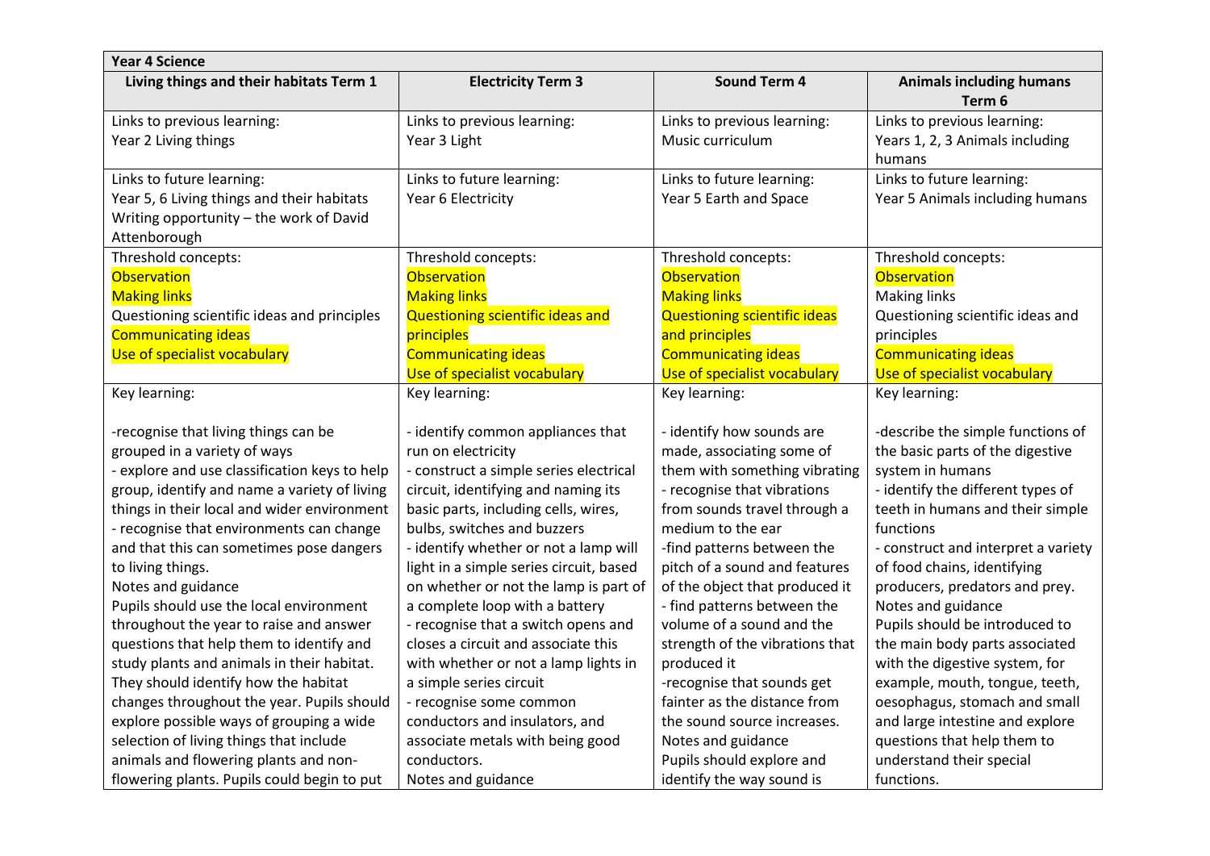| Year 4 Science | | | |
|---|---|---|---|
| **Living things and their habitats Term 1** | **Electricity Term 3** | **Sound Term 4** | **Animals including humans Term 6** |
| Links to previous learning:<br>Year 2 Living things | Links to previous learning:<br>Year 3 Light | Links to previous learning:<br>Music curriculum | Links to previous learning:<br>Years 1, 2, 3 Animals including humans |
| Links to future learning:<br>Year 5, 6 Living things and their habitats<br>Writing opportunity – the work of David Attenborough | Links to future learning:<br>Year 6 Electricity | Links to future learning:<br>Year 5 Earth and Space | Links to future learning:<br>Year 5 Animals including humans |
| Threshold concepts:<br>Observation<br>Making links<br>Questioning scientific ideas and principles<br>Communicating ideas<br>Use of specialist vocabulary | Threshold concepts:<br>Observation<br>Making links<br>Questioning scientific ideas and principles<br>Communicating ideas<br>Use of specialist vocabulary | Threshold concepts:<br>Observation<br>Making links<br>Questioning scientific ideas and principles<br>Communicating ideas<br>Use of specialist vocabulary | Threshold concepts:<br>Observation<br>Making links<br>Questioning scientific ideas and principles<br>Communicating ideas<br>Use of specialist vocabulary |
| Key learning:<br><br>-recognise that living things can be grouped in a variety of ways<br>- explore and use classification keys to help group, identify and name a variety of living things in their local and wider environment<br>- recognise that environments can change and that this can sometimes pose dangers to living things.<br>Notes and guidance<br>Pupils should use the local environment throughout the year to raise and answer questions that help them to identify and study plants and animals in their habitat. They should identify how the habitat changes throughout the year. Pupils should explore possible ways of grouping a wide selection of living things that include animals and flowering plants and non-flowering plants. Pupils could begin to put | Key learning:<br><br>- identify common appliances that run on electricity<br>- construct a simple series electrical circuit, identifying and naming its basic parts, including cells, wires, bulbs, switches and buzzers<br>- identify whether or not a lamp will light in a simple series circuit, based on whether or not the lamp is part of a complete loop with a battery<br>- recognise that a switch opens and closes a circuit and associate this with whether or not a lamp lights in a simple series circuit<br>- recognise some common conductors and insulators, and associate metals with being good conductors.<br>Notes and guidance | Key learning:<br><br>- identify how sounds are made, associating some of them with something vibrating<br>- recognise that vibrations from sounds travel through a medium to the ear<br>-find patterns between the pitch of a sound and features of the object that produced it<br>- find patterns between the volume of a sound and the strength of the vibrations that produced it<br>-recognise that sounds get fainter as the distance from the sound source increases.<br>Notes and guidance<br>Pupils should explore and identify the way sound is | Key learning:<br><br>-describe the simple functions of the basic parts of the digestive system in humans<br>- identify the different types of teeth in humans and their simple functions<br>- construct and interpret a variety of food chains, identifying producers, predators and prey.<br>Notes and guidance<br>Pupils should be introduced to the main body parts associated with the digestive system, for example, mouth, tongue, teeth, oesophagus, stomach and small and large intestine and explore questions that help them to understand their special functions. |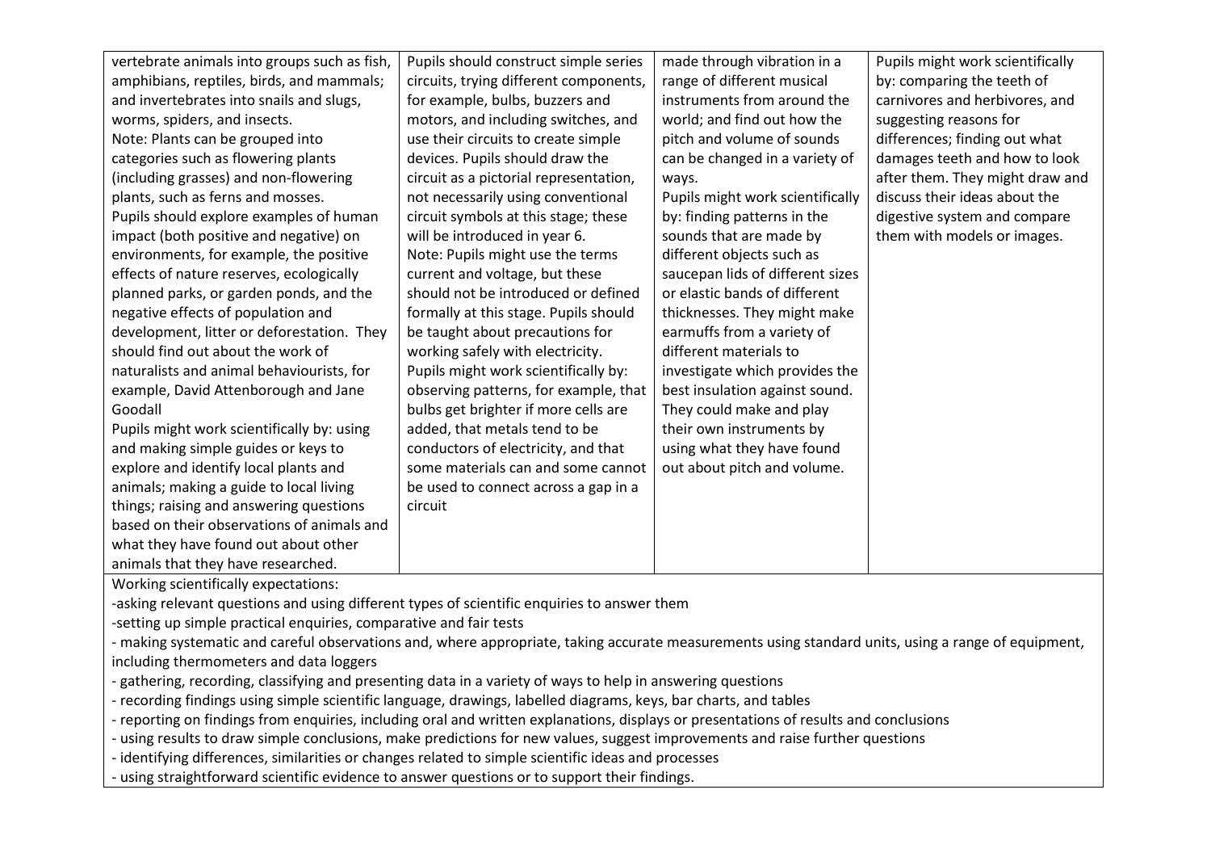| | | | |
|---|---|---|---|
| vertebrate animals into groups such as fish, amphibians, reptiles, birds, and mammals; and invertebrates into snails and slugs, worms, spiders, and insects.<br>Note: Plants can be grouped into categories such as flowering plants (including grasses) and non-flowering plants, such as ferns and mosses.<br>Pupils should explore examples of human impact (both positive and negative) on environments, for example, the positive effects of nature reserves, ecologically planned parks, or garden ponds, and the negative effects of population and development, litter or deforestation. They should find out about the work of naturalists and animal behaviourists, for example, David Attenborough and Jane Goodall<br>Pupils might work scientifically by: using and making simple guides or keys to explore and identify local plants and animals; making a guide to local living things; raising and answering questions based on their observations of animals and what they have found out about other animals that they have researched. | Pupils should construct simple series circuits, trying different components, for example, bulbs, buzzers and motors, and including switches, and use their circuits to create simple devices. Pupils should draw the circuit as a pictorial representation, not necessarily using conventional circuit symbols at this stage; these will be introduced in year 6.<br>Note: Pupils might use the terms current and voltage, but these should not be introduced or defined formally at this stage. Pupils should be taught about precautions for working safely with electricity.<br>Pupils might work scientifically by: observing patterns, for example, that bulbs get brighter if more cells are added, that metals tend to be conductors of electricity, and that some materials can and some cannot be used to connect across a gap in a circuit | made through vibration in a range of different musical instruments from around the world; and find out how the pitch and volume of sounds can be changed in a variety of ways.<br>Pupils might work scientifically by: finding patterns in the sounds that are made by different objects such as saucepan lids of different sizes or elastic bands of different thicknesses. They might make earmuffs from a variety of different materials to investigate which provides the best insulation against sound. They could make and play their own instruments by using what they have found out about pitch and volume. | Pupils might work scientifically by: comparing the teeth of carnivores and herbivores, and suggesting reasons for differences; finding out what damages teeth and how to look after them. They might draw and discuss their ideas about the digestive system and compare them with models or images. |

Working scientifically expectations:

-asking relevant questions and using different types of scientific enquiries to answer them

-setting up simple practical enquiries, comparative and fair tests

- making systematic and careful observations and, where appropriate, taking accurate measurements using standard units, using a range of equipment, including thermometers and data loggers

- gathering, recording, classifying and presenting data in a variety of ways to help in answering questions

- recording findings using simple scientific language, drawings, labelled diagrams, keys, bar charts, and tables

- reporting on findings from enquiries, including oral and written explanations, displays or presentations of results and conclusions

- using results to draw simple conclusions, make predictions for new values, suggest improvements and raise further questions

- identifying differences, similarities or changes related to simple scientific ideas and processes

- using straightforward scientific evidence to answer questions or to support their findings.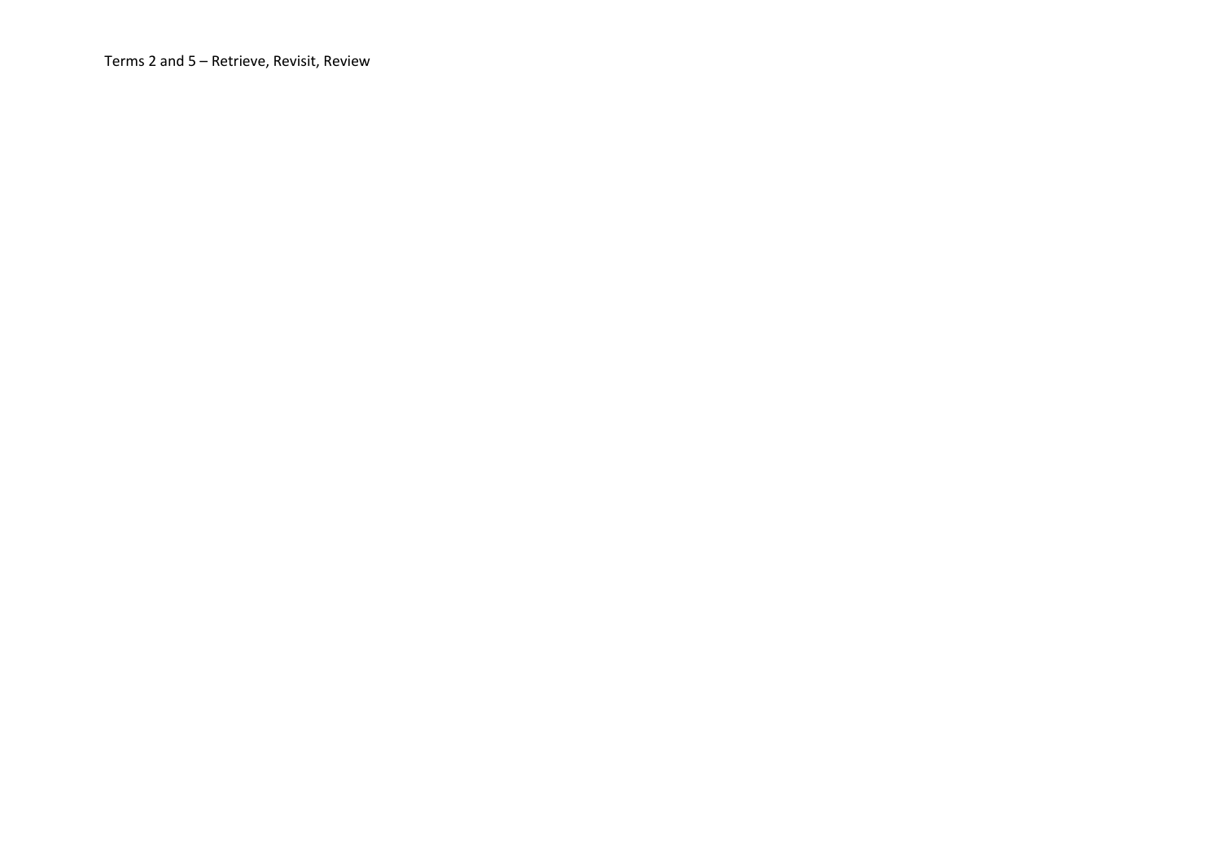Terms 2 and 5 – Retrieve, Revisit, Review